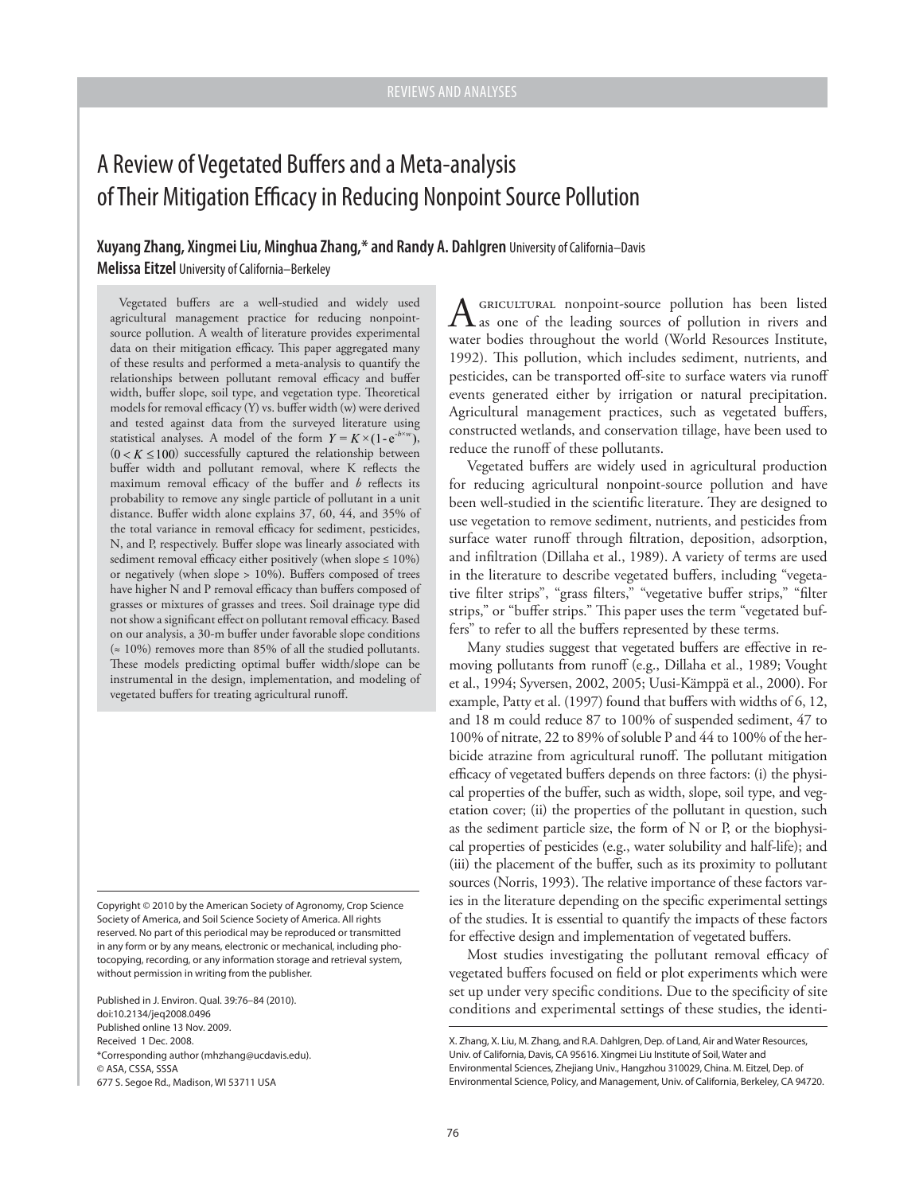REVIEWS AND ANALYSES

# A Review of Vegetated Buffers and a Meta-analysis of Their Mitigation Efficacy in Reducing Nonpoint Source Pollution

**Xuyang Zhang, Xingmei Liu, Minghua Zhang,\* and Randy A. Dahlgren** University of California–Davis
**Melissa Eitzel** University of California–Berkeley

Vegetated buffers are a well-studied and widely used agricultural management practice for reducing nonpoint-source pollution. A wealth of literature provides experimental data on their mitigation efficacy. This paper aggregated many of these results and performed a meta-analysis to quantify the relationships between pollutant removal efficacy and buffer width, buffer slope, soil type, and vegetation type. Theoretical models for removal efficacy (Y) vs. buffer width (w) were derived and tested against data from the surveyed literature using statistical analyses. A model of the form $Y = K \times (1 - e^{-b \times w})$, $(0 < K \leq 100)$ successfully captured the relationship between buffer width and pollutant removal, where K reflects the maximum removal efficacy of the buffer and *b* reflects its probability to remove any single particle of pollutant in a unit distance. Buffer width alone explains 37, 60, 44, and 35% of the total variance in removal efficacy for sediment, pesticides, N, and P, respectively. Buffer slope was linearly associated with sediment removal efficacy either positively (when slope ≤ 10%) or negatively (when slope > 10%). Buffers composed of trees have higher N and P removal efficacy than buffers composed of grasses or mixtures of grasses and trees. Soil drainage type did not show a significant effect on pollutant removal efficacy. Based on our analysis, a 30-m buffer under favorable slope conditions (≈ 10%) removes more than 85% of all the studied pollutants. These models predicting optimal buffer width/slope can be instrumental in the design, implementation, and modeling of vegetated buffers for treating agricultural runoff.

Agricultural nonpoint-source pollution has been listed as one of the leading sources of pollution in rivers and water bodies throughout the world (World Resources Institute, 1992). This pollution, which includes sediment, nutrients, and pesticides, can be transported off-site to surface waters via runoff events generated either by irrigation or natural precipitation. Agricultural management practices, such as vegetated buffers, constructed wetlands, and conservation tillage, have been used to reduce the runoff of these pollutants.

Vegetated buffers are widely used in agricultural production for reducing agricultural nonpoint-source pollution and have been well-studied in the scientific literature. They are designed to use vegetation to remove sediment, nutrients, and pesticides from surface water runoff through filtration, deposition, adsorption, and infiltration (Dillaha et al., 1989). A variety of terms are used in the literature to describe vegetated buffers, including "vegetative filter strips", "grass filters," "vegetative buffer strips," "filter strips," or "buffer strips." This paper uses the term "vegetated buffers" to refer to all the buffers represented by these terms.

Many studies suggest that vegetated buffers are effective in removing pollutants from runoff (e.g., Dillaha et al., 1989; Vought et al., 1994; Syversen, 2002, 2005; Uusi-Kämppä et al., 2000). For example, Patty et al. (1997) found that buffers with widths of 6, 12, and 18 m could reduce 87 to 100% of suspended sediment, 47 to 100% of nitrate, 22 to 89% of soluble P and 44 to 100% of the herbicide atrazine from agricultural runoff. The pollutant mitigation efficacy of vegetated buffers depends on three factors: (i) the physical properties of the buffer, such as width, slope, soil type, and vegetation cover; (ii) the properties of the pollutant in question, such as the sediment particle size, the form of N or P, or the biophysical properties of pesticides (e.g., water solubility and half-life); and (iii) the placement of the buffer, such as its proximity to pollutant sources (Norris, 1993). The relative importance of these factors varies in the literature depending on the specific experimental settings of the studies. It is essential to quantify the impacts of these factors for effective design and implementation of vegetated buffers.

Most studies investigating the pollutant removal efficacy of vegetated buffers focused on field or plot experiments which were set up under very specific conditions. Due to the specificity of site conditions and experimental settings of these studies, the identi-

---

Copyright © 2010 by the American Society of Agronomy, Crop Science Society of America, and Soil Science Society of America. All rights reserved. No part of this periodical may be reproduced or transmitted in any form or by any means, electronic or mechanical, including photocopying, recording, or any information storage and retrieval system, without permission in writing from the publisher.

Published in J. Environ. Qual. 39:76–84 (2010).
doi:10.2134/jeq2008.0496
Published online 13 Nov. 2009.
Received 1 Dec. 2008.
\*Corresponding author (mhzhang@ucdavis.edu).
© ASA, CSSA, SSSA
677 S. Segoe Rd., Madison, WI 53711 USA

X. Zhang, X. Liu, M. Zhang, and R.A. Dahlgren, Dep. of Land, Air and Water Resources, Univ. of California, Davis, CA 95616. Xingmei Liu Institute of Soil, Water and Environmental Sciences, Zhejiang Univ., Hangzhou 310029, China. M. Eitzel, Dep. of Environmental Science, Policy, and Management, Univ. of California, Berkeley, CA 94720.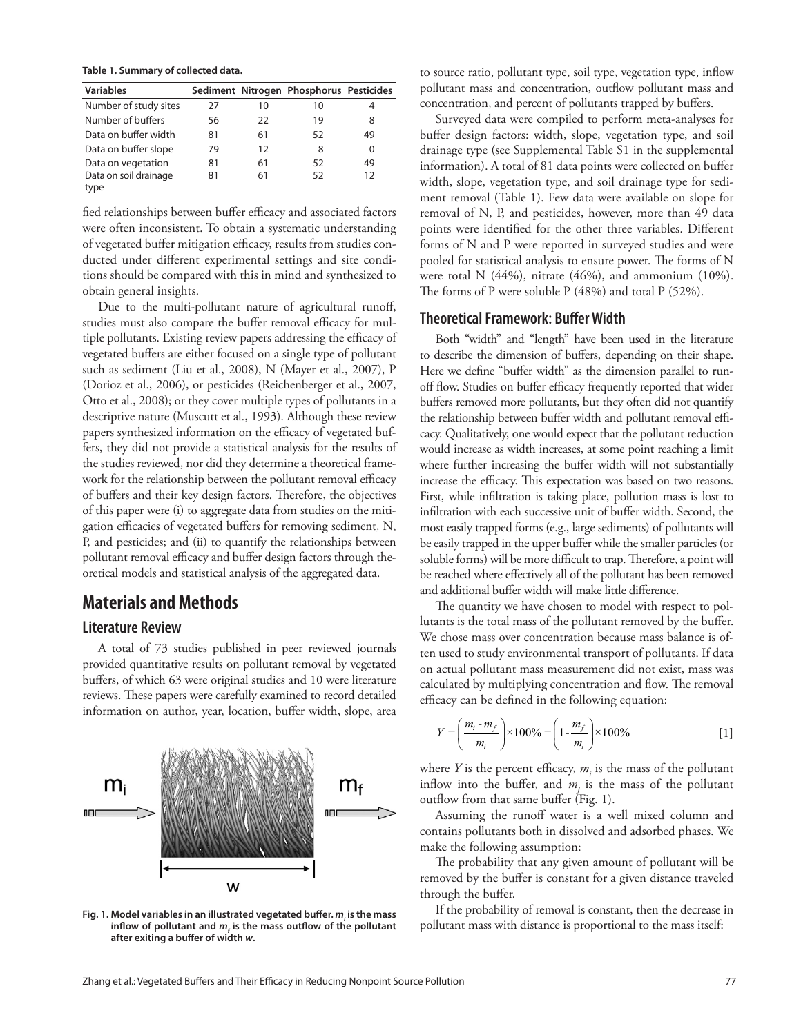**Table 1. Summary of collected data.**

| Variables | Sediment | Nitrogen | Phosphorus | Pesticides |
|---|---|---|---|---|
| Number of study sites | 27 | 10 | 10 | 4 |
| Number of buffers | 56 | 22 | 19 | 8 |
| Data on buffer width | 81 | 61 | 52 | 49 |
| Data on buffer slope | 79 | 12 | 8 | 0 |
| Data on vegetation | 81 | 61 | 52 | 49 |
| Data on soil drainage type | 81 | 61 | 52 | 12 |

fied relationships between buffer efficacy and associated factors were often inconsistent. To obtain a systematic understanding of vegetated buffer mitigation efficacy, results from studies conducted under different experimental settings and site conditions should be compared with this in mind and synthesized to obtain general insights.

Due to the multi-pollutant nature of agricultural runoff, studies must also compare the buffer removal efficacy for multiple pollutants. Existing review papers addressing the efficacy of vegetated buffers are either focused on a single type of pollutant such as sediment (Liu et al., 2008), N (Mayer et al., 2007), P (Dorioz et al., 2006), or pesticides (Reichenberger et al., 2007, Otto et al., 2008); or they cover multiple types of pollutants in a descriptive nature (Muscutt et al., 1993). Although these review papers synthesized information on the efficacy of vegetated buffers, they did not provide a statistical analysis for the results of the studies reviewed, nor did they determine a theoretical framework for the relationship between the pollutant removal efficacy of buffers and their key design factors. Therefore, the objectives of this paper were (i) to aggregate data from studies on the mitigation efficacies of vegetated buffers for removing sediment, N, P, and pesticides; and (ii) to quantify the relationships between pollutant removal efficacy and buffer design factors through theoretical models and statistical analysis of the aggregated data.

# Materials and Methods

## Literature Review

A total of 73 studies published in peer reviewed journals provided quantitative results on pollutant removal by vegetated buffers, of which 63 were original studies and 10 were literature reviews. These papers were carefully examined to record detailed information on author, year, location, buffer width, slope, area to source ratio, pollutant type, soil type, vegetation type, inflow pollutant mass and concentration, outflow pollutant mass and concentration, and percent of pollutants trapped by buffers.

Surveyed data were compiled to perform meta-analyses for buffer design factors: width, slope, vegetation type, and soil drainage type (see Supplemental Table S1 in the supplemental information). A total of 81 data points were collected on buffer width, slope, vegetation type, and soil drainage type for sediment removal (Table 1). Few data were available on slope for removal of N, P, and pesticides, however, more than 49 data points were identified for the other three variables. Different forms of N and P were reported in surveyed studies and were pooled for statistical analysis to ensure power. The forms of N were total N (44%), nitrate (46%), and ammonium (10%). The forms of P were soluble P (48%) and total P (52%).

## Theoretical Framework: Buffer Width

Both "width" and "length" have been used in the literature to describe the dimension of buffers, depending on their shape. Here we define "buffer width" as the dimension parallel to runoff flow. Studies on buffer efficacy frequently reported that wider buffers removed more pollutants, but they often did not quantify the relationship between buffer width and pollutant removal efficacy. Qualitatively, one would expect that the pollutant reduction would increase as width increases, at some point reaching a limit where further increasing the buffer width will not substantially increase the efficacy. This expectation was based on two reasons. First, while infiltration is taking place, pollution mass is lost to infiltration with each successive unit of buffer width. Second, the most easily trapped forms (e.g., large sediments) of pollutants will be easily trapped in the upper buffer while the smaller particles (or soluble forms) will be more difficult to trap. Therefore, a point will be reached where effectively all of the pollutant has been removed and additional buffer width will make little difference.

The quantity we have chosen to model with respect to pollutants is the total mass of the pollutant removed by the buffer. We chose mass over concentration because mass balance is often used to study environmental transport of pollutants. If data on actual pollutant mass measurement did not exist, mass was calculated by multiplying concentration and flow. The removal efficacy can be defined in the following equation:

$$Y = \left(\frac{m_i - m_f}{m_i}\right) \times 100\% = \left(1 - \frac{m_f}{m_i}\right) \times 100\% \qquad [1]$$

where $Y$ is the percent efficacy, $m_i$ is the mass of the pollutant inflow into the buffer, and $m_f$ is the mass of the pollutant outflow from that same buffer (Fig. 1).

**Fig. 1. Model variables in an illustrated vegetated buffer. $m_i$ is the mass inflow of pollutant and $m_f$ is the mass outflow of the pollutant after exiting a buffer of width $w$.**

Assuming the runoff water is a well mixed column and contains pollutants both in dissolved and adsorbed phases. We make the following assumption:

The probability that any given amount of pollutant will be removed by the buffer is constant for a given distance traveled through the buffer.

If the probability of removal is constant, then the decrease in pollutant mass with distance is proportional to the mass itself: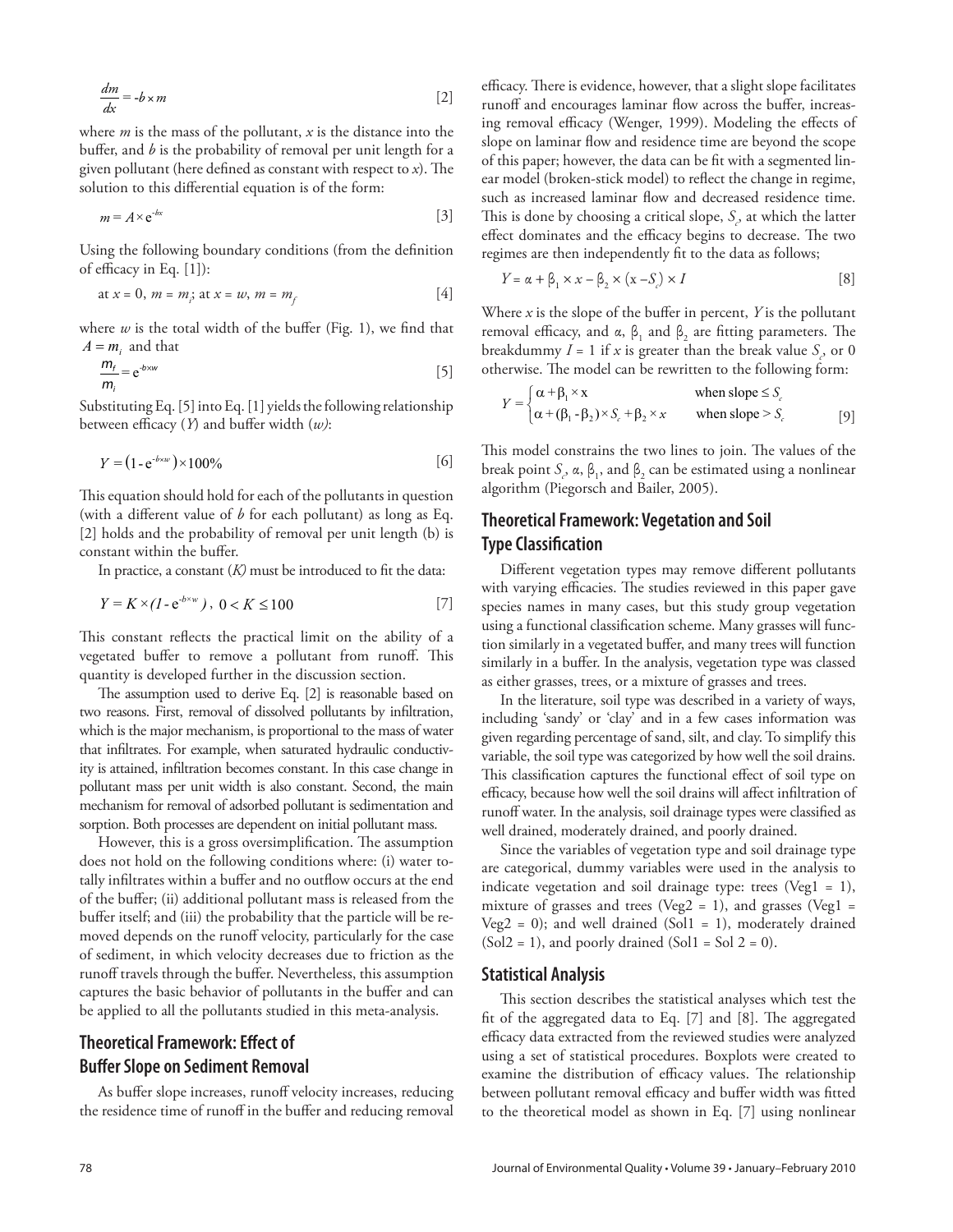$$\frac{dm}{dx} = -b \times m \qquad [2]$$

where $m$ is the mass of the pollutant, $x$ is the distance into the buffer, and $b$ is the probability of removal per unit length for a given pollutant (here defined as constant with respect to $x$). The solution to this differential equation is of the form:

$$m = A \times e^{-bx} \qquad [3]$$

Using the following boundary conditions (from the definition of efficacy in Eq. [1]):

$$\text{at } x = 0,\ m = m_i;\ \text{at } x = w,\ m = m_f \qquad [4]$$

where $w$ is the total width of the buffer (Fig. 1), we find that $A = m_i$ and that

$$\frac{m_f}{m_i} = e^{-b \times w} \qquad [5]$$

Substituting Eq. [5] into Eq. [1] yields the following relationship between efficacy ($Y$) and buffer width ($w$):

$$Y = \left(1 - e^{-b \times w}\right) \times 100\% \qquad [6]$$

This equation should hold for each of the pollutants in question (with a different value of $b$ for each pollutant) as long as Eq. [2] holds and the probability of removal per unit length (b) is constant within the buffer.

In practice, a constant ($K$) must be introduced to fit the data:

$$Y = K \times \left(1 - e^{-b \times w}\right),\ 0 < K \leq 100 \qquad [7]$$

This constant reflects the practical limit on the ability of a vegetated buffer to remove a pollutant from runoff. This quantity is developed further in the discussion section.

The assumption used to derive Eq. [2] is reasonable based on two reasons. First, removal of dissolved pollutants by infiltration, which is the major mechanism, is proportional to the mass of water that infiltrates. For example, when saturated hydraulic conductivity is attained, infiltration becomes constant. In this case change in pollutant mass per unit width is also constant. Second, the main mechanism for removal of adsorbed pollutant is sedimentation and sorption. Both processes are dependent on initial pollutant mass.

However, this is a gross oversimplification. The assumption does not hold on the following conditions where: (i) water totally infiltrates within a buffer and no outflow occurs at the end of the buffer; (ii) additional pollutant mass is released from the buffer itself; and (iii) the probability that the particle will be removed depends on the runoff velocity, particularly for the case of sediment, in which velocity decreases due to friction as the runoff travels through the buffer. Nevertheless, this assumption captures the basic behavior of pollutants in the buffer and can be applied to all the pollutants studied in this meta-analysis.

## Theoretical Framework: Effect of Buffer Slope on Sediment Removal

As buffer slope increases, runoff velocity increases, reducing the residence time of runoff in the buffer and reducing removal efficacy. There is evidence, however, that a slight slope facilitates runoff and encourages laminar flow across the buffer, increasing removal efficacy (Wenger, 1999). Modeling the effects of slope on laminar flow and residence time are beyond the scope of this paper; however, the data can be fit with a segmented linear model (broken-stick model) to reflect the change in regime, such as increased laminar flow and decreased residence time. This is done by choosing a critical slope, $S_c$, at which the latter effect dominates and the efficacy begins to decrease. The two regimes are then independently fit to the data as follows;

$$Y = \alpha + \beta_1 \times x - \beta_2 \times (x - S_c) \times I \qquad [8]$$

Where $x$ is the slope of the buffer in percent, $Y$ is the pollutant removal efficacy, and $\alpha$, $\beta_1$ and $\beta_2$ are fitting parameters. The breakdummy $I = 1$ if $x$ is greater than the break value $S_c$, or 0 otherwise. The model can be rewritten to the following form:

$$Y = \begin{cases} \alpha + \beta_1 \times x & \text{when slope} \leq S_c \\ \alpha + (\beta_1 - \beta_2) \times S_c + \beta_2 \times x & \text{when slope} > S_c \end{cases} \qquad [9]$$

This model constrains the two lines to join. The values of the break point $S_c$, $\alpha$, $\beta_1$, and $\beta_2$ can be estimated using a nonlinear algorithm (Piegorsch and Bailer, 2005).

## Theoretical Framework: Vegetation and Soil Type Classification

Different vegetation types may remove different pollutants with varying efficacies. The studies reviewed in this paper gave species names in many cases, but this study group vegetation using a functional classification scheme. Many grasses will function similarly in a vegetated buffer, and many trees will function similarly in a buffer. In the analysis, vegetation type was classed as either grasses, trees, or a mixture of grasses and trees.

In the literature, soil type was described in a variety of ways, including 'sandy' or 'clay' and in a few cases information was given regarding percentage of sand, silt, and clay. To simplify this variable, the soil type was categorized by how well the soil drains. This classification captures the functional effect of soil type on efficacy, because how well the soil drains will affect infiltration of runoff water. In the analysis, soil drainage types were classified as well drained, moderately drained, and poorly drained.

Since the variables of vegetation type and soil drainage type are categorical, dummy variables were used in the analysis to indicate vegetation and soil drainage type: trees (Veg1 = 1), mixture of grasses and trees (Veg2 = 1), and grasses (Veg1 = Veg2 = 0); and well drained (Sol1 = 1), moderately drained (Sol2 = 1), and poorly drained (Sol1 = Sol 2 = 0).

## Statistical Analysis

This section describes the statistical analyses which test the fit of the aggregated data to Eq. [7] and [8]. The aggregated efficacy data extracted from the reviewed studies were analyzed using a set of statistical procedures. Boxplots were created to examine the distribution of efficacy values. The relationship between pollutant removal efficacy and buffer width was fitted to the theoretical model as shown in Eq. [7] using nonlinear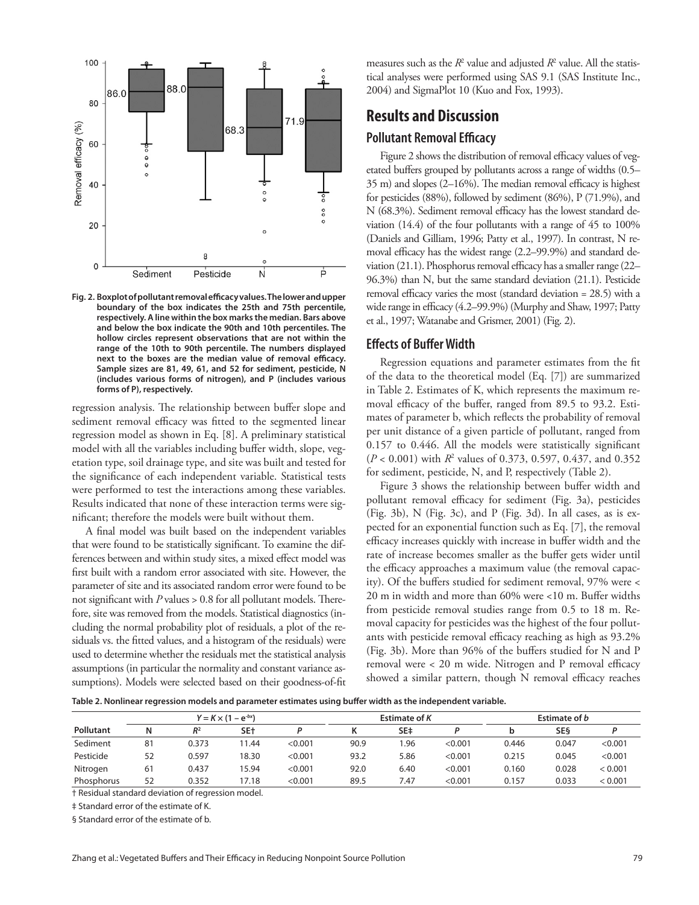**Fig. 2. Boxplot of pollutant removal efficacy values. The lower and upper boundary of the box indicates the 25th and 75th percentile, respectively. A line within the box marks the median. Bars above and below the box indicate the 90th and 10th percentiles. The hollow circles represent observations that are not within the range of the 10th to 90th percentile. The numbers displayed next to the boxes are the median value of removal efficacy. Sample sizes are 81, 49, 61, and 52 for sediment, pesticide, N (includes various forms of nitrogen), and P (includes various forms of P), respectively.**

regression analysis. The relationship between buffer slope and sediment removal efficacy was fitted to the segmented linear regression model as shown in Eq. [8]. A preliminary statistical model with all the variables including buffer width, slope, vegetation type, soil drainage type, and site was built and tested for the significance of each independent variable. Statistical tests were performed to test the interactions among these variables. Results indicated that none of these interaction terms were significant; therefore the models were built without them.

A final model was built based on the independent variables that were found to be statistically significant. To examine the differences between and within study sites, a mixed effect model was first built with a random error associated with site. However, the parameter of site and its associated random error were found to be not significant with $P$ values > 0.8 for all pollutant models. Therefore, site was removed from the models. Statistical diagnostics (including the normal probability plot of residuals, a plot of the residuals vs. the fitted values, and a histogram of the residuals) were used to determine whether the residuals met the statistical analysis assumptions (in particular the normality and constant variance assumptions). Models were selected based on their goodness-of-fit measures such as the $R^2$ value and adjusted $R^2$ value. All the statistical analyses were performed using SAS 9.1 (SAS Institute Inc., 2004) and SigmaPlot 10 (Kuo and Fox, 1993).

# Results and Discussion

## Pollutant Removal Efficacy

Figure 2 shows the distribution of removal efficacy values of vegetated buffers grouped by pollutants across a range of widths (0.5–35 m) and slopes (2–16%). The median removal efficacy is highest for pesticides (88%), followed by sediment (86%), P (71.9%), and N (68.3%). Sediment removal efficacy has the lowest standard deviation (14.4) of the four pollutants with a range of 45 to 100% (Daniels and Gilliam, 1996; Patty et al., 1997). In contrast, N removal efficacy has the widest range (2.2–99.9%) and standard deviation (21.1). Phosphorus removal efficacy has a smaller range (22–96.3%) than N, but the same standard deviation (21.1). Pesticide removal efficacy varies the most (standard deviation = 28.5) with a wide range in efficacy (4.2–99.9%) (Murphy and Shaw, 1997; Patty et al., 1997; Watanabe and Grismer, 2001) (Fig. 2).

## Effects of Buffer Width

Regression equations and parameter estimates from the fit of the data to the theoretical model (Eq. [7]) are summarized in Table 2. Estimates of K, which represents the maximum removal efficacy of the buffer, ranged from 89.5 to 93.2. Estimates of parameter b, which reflects the probability of removal per unit distance of a given particle of pollutant, ranged from 0.157 to 0.446. All the models were statistically significant ($P$ < 0.001) with $R^2$ values of 0.373, 0.597, 0.437, and 0.352 for sediment, pesticide, N, and P, respectively (Table 2).

Figure 3 shows the relationship between buffer width and pollutant removal efficacy for sediment (Fig. 3a), pesticides (Fig. 3b), N (Fig. 3c), and P (Fig. 3d). In all cases, as is expected for an exponential function such as Eq. [7], the removal efficacy increases quickly with increase in buffer width and the rate of increase becomes smaller as the buffer gets wider until the efficacy approaches a maximum value (the removal capacity). Of the buffers studied for sediment removal, 97% were < 20 m in width and more than 60% were <10 m. Buffer widths from pesticide removal studies range from 0.5 to 18 m. Removal capacity for pesticides was the highest of the four pollutants with pesticide removal efficacy reaching as high as 93.2% (Fig. 3b). More than 96% of the buffers studied for N and P removal were < 20 m wide. Nitrogen and P removal efficacy showed a similar pattern, though N removal efficacy reaches

**Table 2. Nonlinear regression models and parameter estimates using buffer width as the independent variable.**

| Pollutant | $Y = K \times (1 - e^{-bx})$ | | | | Estimate of $K$ | | | Estimate of $b$ | | |
|---|---|---|---|---|---|---|---|---|---|---|
| | N | $R^2$ | SE† | $P$ | K | SE‡ | $P$ | b | SE§ | $P$ |
| Sediment | 81 | 0.373 | 11.44 | <0.001 | 90.9 | 1.96 | <0.001 | 0.446 | 0.047 | <0.001 |
| Pesticide | 52 | 0.597 | 18.30 | <0.001 | 93.2 | 5.86 | <0.001 | 0.215 | 0.045 | <0.001 |
| Nitrogen | 61 | 0.437 | 15.94 | <0.001 | 92.0 | 6.40 | <0.001 | 0.160 | 0.028 | < 0.001 |
| Phosphorus | 52 | 0.352 | 17.18 | <0.001 | 89.5 | 7.47 | <0.001 | 0.157 | 0.033 | < 0.001 |

† Residual standard deviation of regression model.

‡ Standard error of the estimate of K.

§ Standard error of the estimate of b.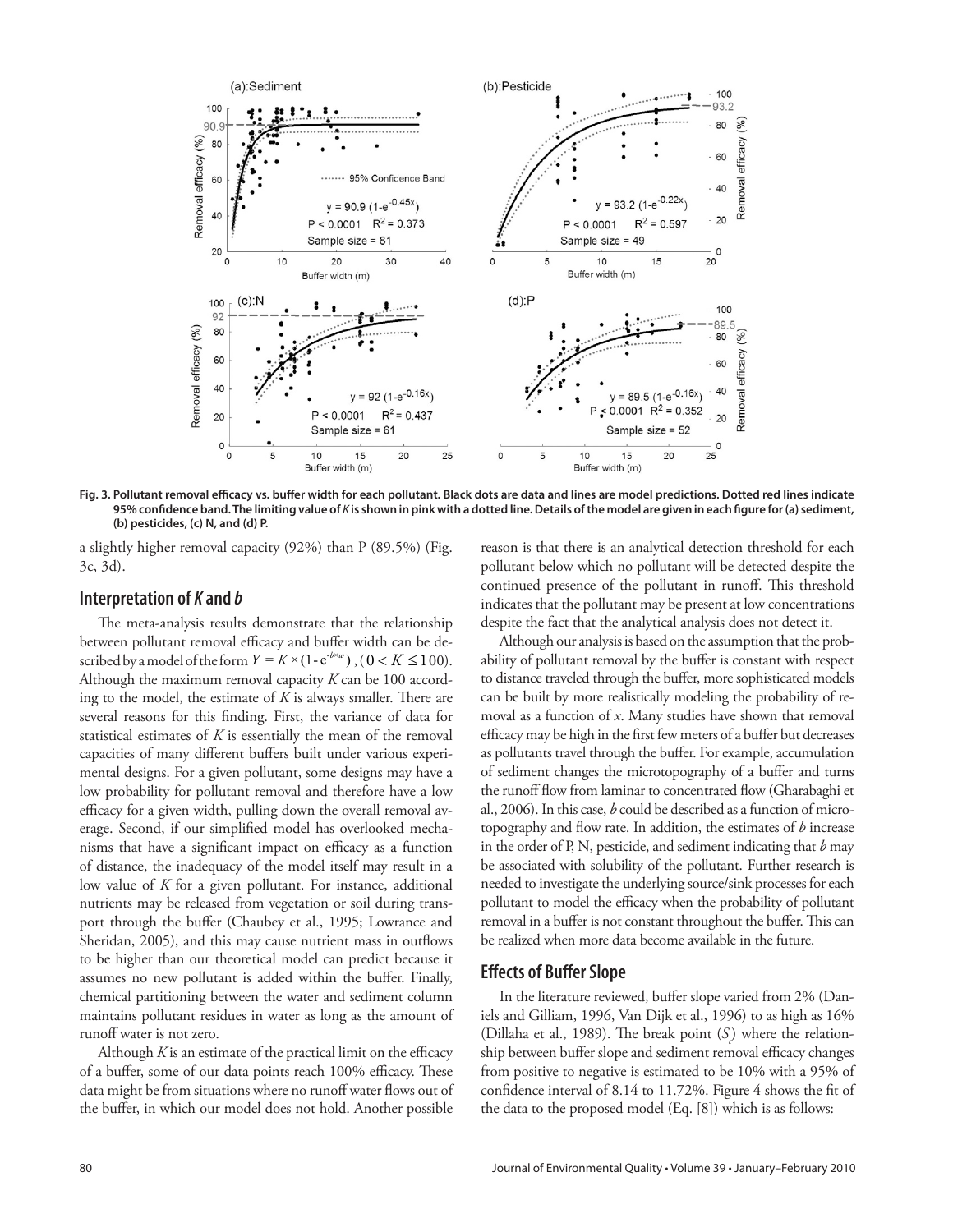Fig. 3. Pollutant removal efficacy vs. buffer width for each pollutant. Black dots are data and lines are model predictions. Dotted red lines indicate 95% confidence band. The limiting value of *K* is shown in pink with a dotted line. Details of the model are given in each figure for (a) sediment, (b) pesticides, (c) N, and (d) P.

a slightly higher removal capacity (92%) than P (89.5%) (Fig. 3c, 3d).

## Interpretation of *K* and *b*

The meta-analysis results demonstrate that the relationship between pollutant removal efficacy and buffer width can be described by a model of the form $Y = K \times (1 - e^{-b \times w})$, $(0 < K \leq 100)$. Although the maximum removal capacity *K* can be 100 according to the model, the estimate of *K* is always smaller. There are several reasons for this finding. First, the variance of data for statistical estimates of *K* is essentially the mean of the removal capacities of many different buffers built under various experimental designs. For a given pollutant, some designs may have a low probability for pollutant removal and therefore have a low efficacy for a given width, pulling down the overall removal average. Second, if our simplified model has overlooked mechanisms that have a significant impact on efficacy as a function of distance, the inadequacy of the model itself may result in a low value of *K* for a given pollutant. For instance, additional nutrients may be released from vegetation or soil during transport through the buffer (Chaubey et al., 1995; Lowrance and Sheridan, 2005), and this may cause nutrient mass in outflows to be higher than our theoretical model can predict because it assumes no new pollutant is added within the buffer. Finally, chemical partitioning between the water and sediment column maintains pollutant residues in water as long as the amount of runoff water is not zero.

Although *K* is an estimate of the practical limit on the efficacy of a buffer, some of our data points reach 100% efficacy. These data might be from situations where no runoff water flows out of the buffer, in which our model does not hold. Another possible reason is that there is an analytical detection threshold for each pollutant below which no pollutant will be detected despite the continued presence of the pollutant in runoff. This threshold indicates that the pollutant may be present at low concentrations despite the fact that the analytical analysis does not detect it.

Although our analysis is based on the assumption that the probability of pollutant removal by the buffer is constant with respect to distance traveled through the buffer, more sophisticated models can be built by more realistically modeling the probability of removal as a function of *x*. Many studies have shown that removal efficacy may be high in the first few meters of a buffer but decreases as pollutants travel through the buffer. For example, accumulation of sediment changes the microtopography of a buffer and turns the runoff flow from laminar to concentrated flow (Gharabaghi et al., 2006). In this case, *b* could be described as a function of microtopography and flow rate. In addition, the estimates of *b* increase in the order of P, N, pesticide, and sediment indicating that *b* may be associated with solubility of the pollutant. Further research is needed to investigate the underlying source/sink processes for each pollutant to model the efficacy when the probability of pollutant removal in a buffer is not constant throughout the buffer. This can be realized when more data become available in the future.

## Effects of Buffer Slope

In the literature reviewed, buffer slope varied from 2% (Daniels and Gilliam, 1996, Van Dijk et al., 1996) to as high as 16% (Dillaha et al., 1989). The break point ($S_c$) where the relationship between buffer slope and sediment removal efficacy changes from positive to negative is estimated to be 10% with a 95% of confidence interval of 8.14 to 11.72%. Figure 4 shows the fit of the data to the proposed model (Eq. [8]) which is as follows: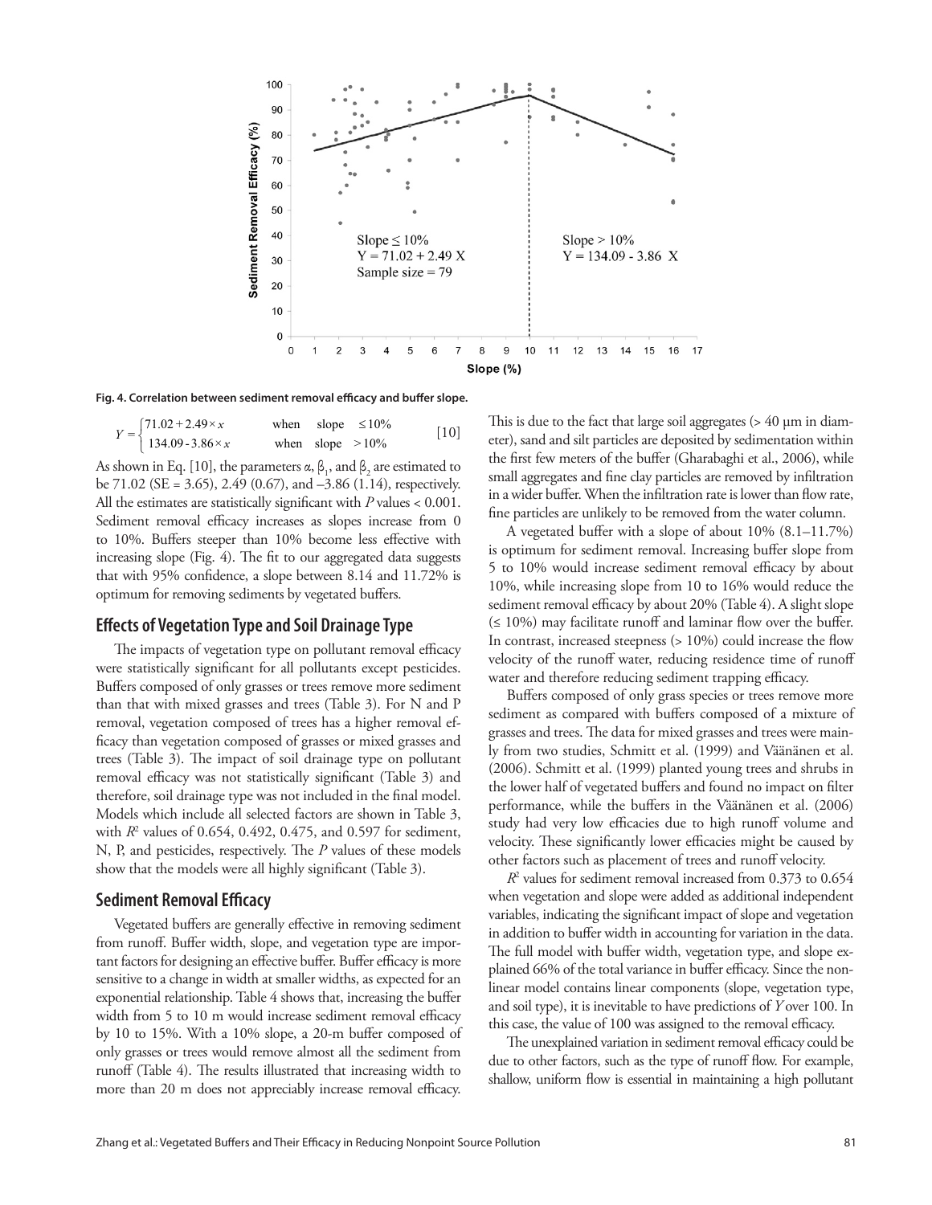Fig. 4. Correlation between sediment removal efficacy and buffer slope.

$$Y = \begin{cases} 71.02 + 2.49 \times x & \text{when slope} \le 10\% \\ 134.09 - 3.86 \times x & \text{when slope} > 10\% \end{cases} \quad [10]$$

As shown in Eq. [10], the parameters $\alpha$, $\beta_1$, and $\beta_2$ are estimated to be 71.02 (SE = 3.65), 2.49 (0.67), and –3.86 (1.14), respectively. All the estimates are statistically significant with $P$ values < 0.001. Sediment removal efficacy increases as slopes increase from 0 to 10%. Buffers steeper than 10% become less effective with increasing slope (Fig. 4). The fit to our aggregated data suggests that with 95% confidence, a slope between 8.14 and 11.72% is optimum for removing sediments by vegetated buffers.

## Effects of Vegetation Type and Soil Drainage Type

The impacts of vegetation type on pollutant removal efficacy were statistically significant for all pollutants except pesticides. Buffers composed of only grasses or trees remove more sediment than that with mixed grasses and trees (Table 3). For N and P removal, vegetation composed of trees has a higher removal efficacy than vegetation composed of grasses or mixed grasses and trees (Table 3). The impact of soil drainage type on pollutant removal efficacy was not statistically significant (Table 3) and therefore, soil drainage type was not included in the final model. Models which include all selected factors are shown in Table 3, with $R^2$ values of 0.654, 0.492, 0.475, and 0.597 for sediment, N, P, and pesticides, respectively. The $P$ values of these models show that the models were all highly significant (Table 3).

## Sediment Removal Efficacy

Vegetated buffers are generally effective in removing sediment from runoff. Buffer width, slope, and vegetation type are important factors for designing an effective buffer. Buffer efficacy is more sensitive to a change in width at smaller widths, as expected for an exponential relationship. Table 4 shows that, increasing the buffer width from 5 to 10 m would increase sediment removal efficacy by 10 to 15%. With a 10% slope, a 20-m buffer composed of only grasses or trees would remove almost all the sediment from runoff (Table 4). The results illustrated that increasing width to more than 20 m does not appreciably increase removal efficacy. This is due to the fact that large soil aggregates (> 40 μm in diameter), sand and silt particles are deposited by sedimentation within the first few meters of the buffer (Gharabaghi et al., 2006), while small aggregates and fine clay particles are removed by infiltration in a wider buffer. When the infiltration rate is lower than flow rate, fine particles are unlikely to be removed from the water column.

A vegetated buffer with a slope of about 10% (8.1–11.7%) is optimum for sediment removal. Increasing buffer slope from 5 to 10% would increase sediment removal efficacy by about 10%, while increasing slope from 10 to 16% would reduce the sediment removal efficacy by about 20% (Table 4). A slight slope (≤ 10%) may facilitate runoff and laminar flow over the buffer. In contrast, increased steepness (> 10%) could increase the flow velocity of the runoff water, reducing residence time of runoff water and therefore reducing sediment trapping efficacy.

Buffers composed of only grass species or trees remove more sediment as compared with buffers composed of a mixture of grasses and trees. The data for mixed grasses and trees were mainly from two studies, Schmitt et al. (1999) and Väänänen et al. (2006). Schmitt et al. (1999) planted young trees and shrubs in the lower half of vegetated buffers and found no impact on filter performance, while the buffers in the Väänänen et al. (2006) study had very low efficacies due to high runoff volume and velocity. These significantly lower efficacies might be caused by other factors such as placement of trees and runoff velocity.

$R^2$ values for sediment removal increased from 0.373 to 0.654 when vegetation and slope were added as additional independent variables, indicating the significant impact of slope and vegetation in addition to buffer width in accounting for variation in the data. The full model with buffer width, vegetation type, and slope explained 66% of the total variance in buffer efficacy. Since the nonlinear model contains linear components (slope, vegetation type, and soil type), it is inevitable to have predictions of $Y$ over 100. In this case, the value of 100 was assigned to the removal efficacy.

The unexplained variation in sediment removal efficacy could be due to other factors, such as the type of runoff flow. For example, shallow, uniform flow is essential in maintaining a high pollutant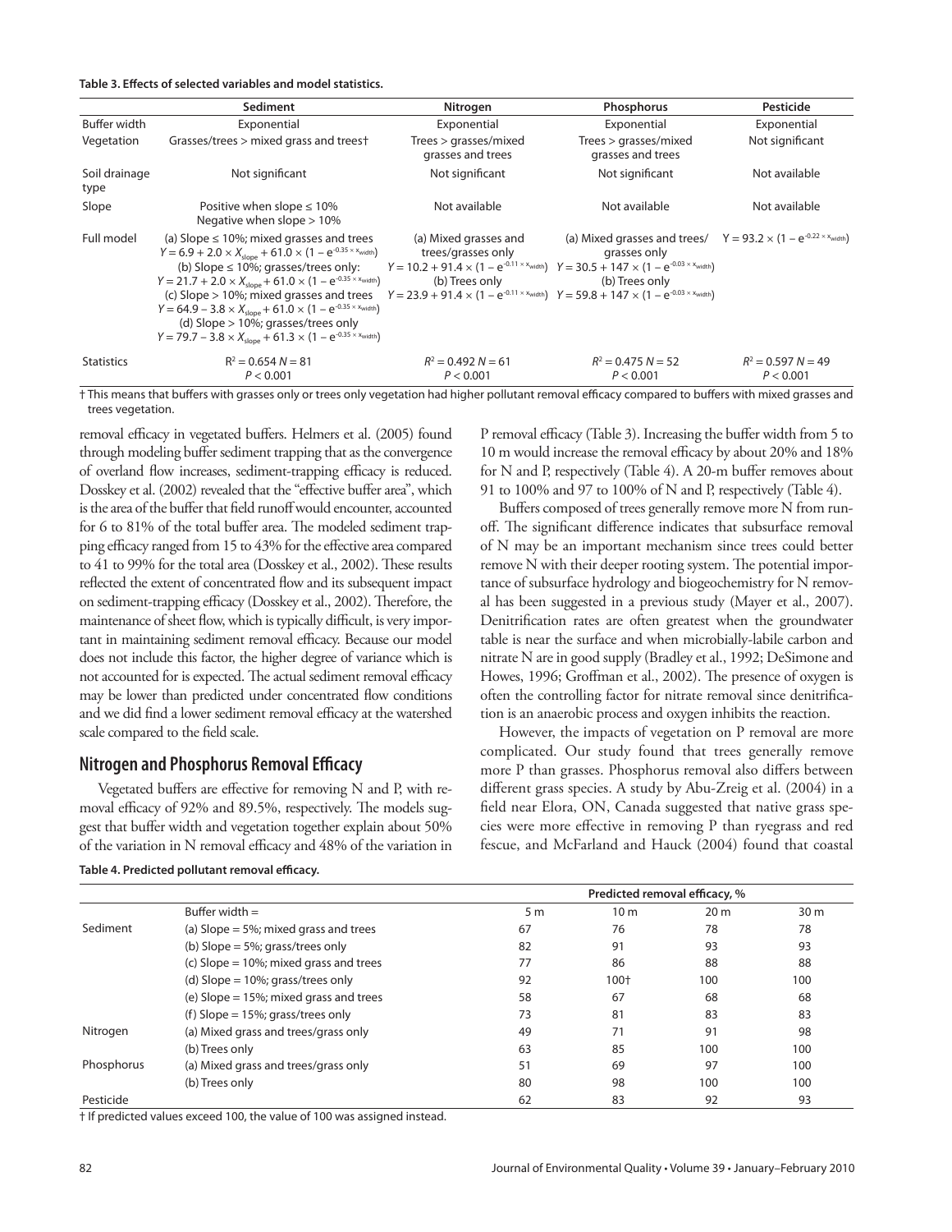**Table 3. Effects of selected variables and model statistics.**

| | Sediment | Nitrogen | Phosphorus | Pesticide |
|---|---|---|---|---|
| Buffer width | Exponential | Exponential | Exponential | Exponential |
| Vegetation | Grasses/trees > mixed grass and trees† | Trees > grasses/mixed grasses and trees | Trees > grasses/mixed grasses and trees | Not significant |
| Soil drainage type | Not significant | Not significant | Not significant | Not available |
| Slope | Positive when slope ≤ 10% Negative when slope > 10% | Not available | Not available | Not available |
| Full model | (a) Slope ≤ 10%; mixed grasses and trees $Y = 6.9 + 2.0 \times X_{slope} + 61.0 \times (1 - e^{-0.35 \times x_{width}})$ (b) Slope ≤ 10%; grasses/trees only: $Y = 21.7 + 2.0 \times X_{slope} + 61.0 \times (1 - e^{-0.35 \times x_{width}})$ (c) Slope > 10%; mixed grasses and trees $Y = 64.9 - 3.8 \times X_{slope} + 61.0 \times (1 - e^{-0.35 \times x_{width}})$ (d) Slope > 10%; grasses/trees only $Y = 79.7 - 3.8 \times X_{slope} + 61.3 \times (1 - e^{-0.35 \times x_{width}})$ | (a) Mixed grasses and trees/grasses only $Y = 10.2 + 91.4 \times (1 - e^{-0.11 \times x_{width}})$ (b) Trees only $Y = 23.9 + 91.4 \times (1 - e^{-0.11 \times x_{width}})$ | (a) Mixed grasses and trees/ grasses only $Y = 30.5 + 147 \times (1 - e^{-0.03 \times x_{width}})$ (b) Trees only $Y = 59.8 + 147 \times (1 - e^{-0.03 \times x_{width}})$ | $Y = 93.2 \times (1 - e^{-0.22 \times x_{width}})$ |
| Statistics | $R^2 = 0.654$ $N = 81$ $P < 0.001$ | $R^2 = 0.492$ $N = 61$ $P < 0.001$ | $R^2 = 0.475$ $N = 52$ $P < 0.001$ | $R^2 = 0.597$ $N = 49$ $P < 0.001$ |

† This means that buffers with grasses only or trees only vegetation had higher pollutant removal efficacy compared to buffers with mixed grasses and trees vegetation.

removal efficacy in vegetated buffers. Helmers et al. (2005) found through modeling buffer sediment trapping that as the convergence of overland flow increases, sediment-trapping efficacy is reduced. Dosskey et al. (2002) revealed that the "effective buffer area", which is the area of the buffer that field runoff would encounter, accounted for 6 to 81% of the total buffer area. The modeled sediment trapping efficacy ranged from 15 to 43% for the effective area compared to 41 to 99% for the total area (Dosskey et al., 2002). These results reflected the extent of concentrated flow and its subsequent impact on sediment-trapping efficacy (Dosskey et al., 2002). Therefore, the maintenance of sheet flow, which is typically difficult, is very important in maintaining sediment removal efficacy. Because our model does not include this factor, the higher degree of variance which is not accounted for is expected. The actual sediment removal efficacy may be lower than predicted under concentrated flow conditions and we did find a lower sediment removal efficacy at the watershed scale compared to the field scale.

## Nitrogen and Phosphorus Removal Efficacy

Vegetated buffers are effective for removing N and P, with removal efficacy of 92% and 89.5%, respectively. The models suggest that buffer width and vegetation together explain about 50% of the variation in N removal efficacy and 48% of the variation in P removal efficacy (Table 3). Increasing the buffer width from 5 to 10 m would increase the removal efficacy by about 20% and 18% for N and P, respectively (Table 4). A 20-m buffer removes about 91 to 100% and 97 to 100% of N and P, respectively (Table 4).

Buffers composed of trees generally remove more N from runoff. The significant difference indicates that subsurface removal of N may be an important mechanism since trees could better remove N with their deeper rooting system. The potential importance of subsurface hydrology and biogeochemistry for N removal has been suggested in a previous study (Mayer et al., 2007). Denitrification rates are often greatest when the groundwater table is near the surface and when microbially-labile carbon and nitrate N are in good supply (Bradley et al., 1992; DeSimone and Howes, 1996; Groffman et al., 2002). The presence of oxygen is often the controlling factor for nitrate removal since denitrification is an anaerobic process and oxygen inhibits the reaction.

However, the impacts of vegetation on P removal are more complicated. Our study found that trees generally remove more P than grasses. Phosphorus removal also differs between different grass species. A study by Abu-Zreig et al. (2004) in a field near Elora, ON, Canada suggested that native grass species were more effective in removing P than ryegrass and red fescue, and McFarland and Hauck (2004) found that coastal

**Table 4. Predicted pollutant removal efficacy.**

| | | Predicted removal efficacy, % | | | |
|---|---|---|---|---|---|
| | Buffer width = | 5 m | 10 m | 20 m | 30 m |
| Sediment | (a) Slope = 5%; mixed grass and trees | 67 | 76 | 78 | 78 |
| | (b) Slope = 5%; grass/trees only | 82 | 91 | 93 | 93 |
| | (c) Slope = 10%; mixed grass and trees | 77 | 86 | 88 | 88 |
| | (d) Slope = 10%; grass/trees only | 92 | 100† | 100 | 100 |
| | (e) Slope = 15%; mixed grass and trees | 58 | 67 | 68 | 68 |
| | (f) Slope = 15%; grass/trees only | 73 | 81 | 83 | 83 |
| Nitrogen | (a) Mixed grass and trees/grass only | 49 | 71 | 91 | 98 |
| | (b) Trees only | 63 | 85 | 100 | 100 |
| Phosphorus | (a) Mixed grass and trees/grass only | 51 | 69 | 97 | 100 |
| | (b) Trees only | 80 | 98 | 100 | 100 |
| Pesticide | | 62 | 83 | 92 | 93 |

† If predicted values exceed 100, the value of 100 was assigned instead.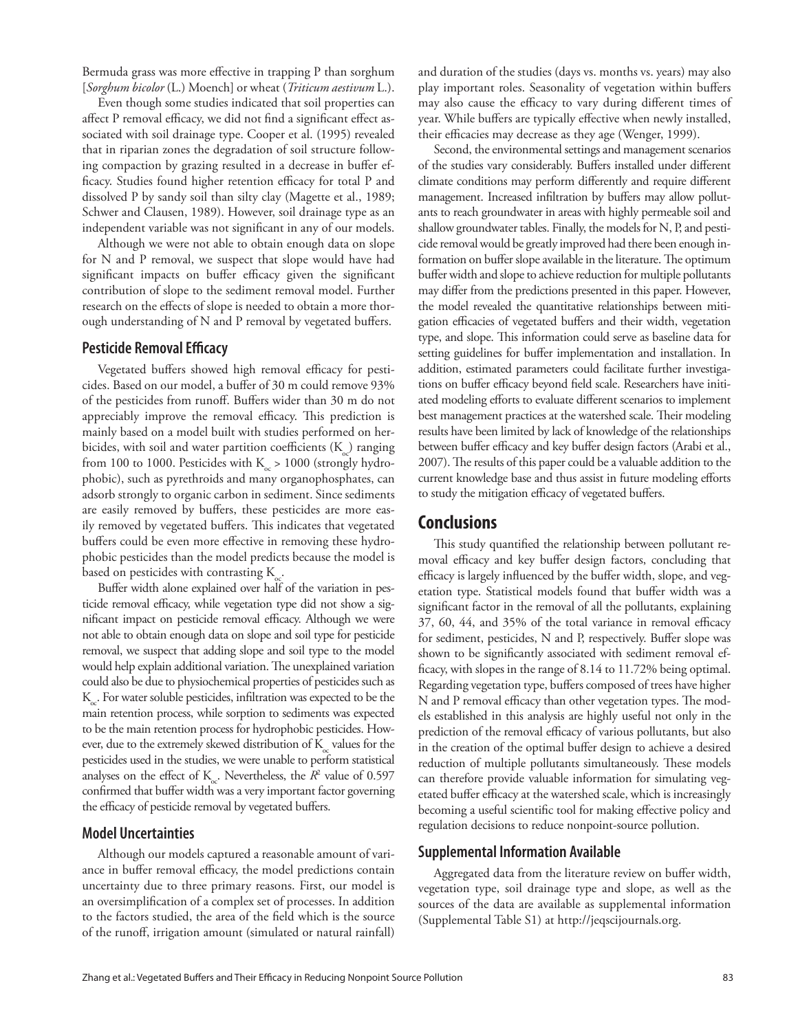Bermuda grass was more effective in trapping P than sorghum [*Sorghum bicolor* (L.) Moench] or wheat (*Triticum aestivum* L.).

Even though some studies indicated that soil properties can affect P removal efficacy, we did not find a significant effect associated with soil drainage type. Cooper et al. (1995) revealed that in riparian zones the degradation of soil structure following compaction by grazing resulted in a decrease in buffer efficacy. Studies found higher retention efficacy for total P and dissolved P by sandy soil than silty clay (Magette et al., 1989; Schwer and Clausen, 1989). However, soil drainage type as an independent variable was not significant in any of our models.

Although we were not able to obtain enough data on slope for N and P removal, we suspect that slope would have had significant impacts on buffer efficacy given the significant contribution of slope to the sediment removal model. Further research on the effects of slope is needed to obtain a more thorough understanding of N and P removal by vegetated buffers.

## Pesticide Removal Efficacy

Vegetated buffers showed high removal efficacy for pesticides. Based on our model, a buffer of 30 m could remove 93% of the pesticides from runoff. Buffers wider than 30 m do not appreciably improve the removal efficacy. This prediction is mainly based on a model built with studies performed on herbicides, with soil and water partition coefficients ($K_{oc}$) ranging from 100 to 1000. Pesticides with $K_{oc} > 1000$ (strongly hydrophobic), such as pyrethroids and many organophosphates, can adsorb strongly to organic carbon in sediment. Since sediments are easily removed by buffers, these pesticides are more easily removed by vegetated buffers. This indicates that vegetated buffers could be even more effective in removing these hydrophobic pesticides than the model predicts because the model is based on pesticides with contrasting $K_{oc}$.

Buffer width alone explained over half of the variation in pesticide removal efficacy, while vegetation type did not show a significant impact on pesticide removal efficacy. Although we were not able to obtain enough data on slope and soil type for pesticide removal, we suspect that adding slope and soil type to the model would help explain additional variation. The unexplained variation could also be due to physiochemical properties of pesticides such as $K_{oc}$. For water soluble pesticides, infiltration was expected to be the main retention process, while sorption to sediments was expected to be the main retention process for hydrophobic pesticides. However, due to the extremely skewed distribution of $K_{oc}$ values for the pesticides used in the studies, we were unable to perform statistical analyses on the effect of $K_{oc}$. Nevertheless, the $R^2$ value of 0.597 confirmed that buffer width was a very important factor governing the efficacy of pesticide removal by vegetated buffers.

## Model Uncertainties

Although our models captured a reasonable amount of variance in buffer removal efficacy, the model predictions contain uncertainty due to three primary reasons. First, our model is an oversimplification of a complex set of processes. In addition to the factors studied, the area of the field which is the source of the runoff, irrigation amount (simulated or natural rainfall) and duration of the studies (days vs. months vs. years) may also play important roles. Seasonality of vegetation within buffers may also cause the efficacy to vary during different times of year. While buffers are typically effective when newly installed, their efficacies may decrease as they age (Wenger, 1999).

Second, the environmental settings and management scenarios of the studies vary considerably. Buffers installed under different climate conditions may perform differently and require different management. Increased infiltration by buffers may allow pollutants to reach groundwater in areas with highly permeable soil and shallow groundwater tables. Finally, the models for N, P, and pesticide removal would be greatly improved had there been enough information on buffer slope available in the literature. The optimum buffer width and slope to achieve reduction for multiple pollutants may differ from the predictions presented in this paper. However, the model revealed the quantitative relationships between mitigation efficacies of vegetated buffers and their width, vegetation type, and slope. This information could serve as baseline data for setting guidelines for buffer implementation and installation. In addition, estimated parameters could facilitate further investigations on buffer efficacy beyond field scale. Researchers have initiated modeling efforts to evaluate different scenarios to implement best management practices at the watershed scale. Their modeling results have been limited by lack of knowledge of the relationships between buffer efficacy and key buffer design factors (Arabi et al., 2007). The results of this paper could be a valuable addition to the current knowledge base and thus assist in future modeling efforts to study the mitigation efficacy of vegetated buffers.

# Conclusions

This study quantified the relationship between pollutant removal efficacy and key buffer design factors, concluding that efficacy is largely influenced by the buffer width, slope, and vegetation type. Statistical models found that buffer width was a significant factor in the removal of all the pollutants, explaining 37, 60, 44, and 35% of the total variance in removal efficacy for sediment, pesticides, N and P, respectively. Buffer slope was shown to be significantly associated with sediment removal efficacy, with slopes in the range of 8.14 to 11.72% being optimal. Regarding vegetation type, buffers composed of trees have higher N and P removal efficacy than other vegetation types. The models established in this analysis are highly useful not only in the prediction of the removal efficacy of various pollutants, but also in the creation of the optimal buffer design to achieve a desired reduction of multiple pollutants simultaneously. These models can therefore provide valuable information for simulating vegetated buffer efficacy at the watershed scale, which is increasingly becoming a useful scientific tool for making effective policy and regulation decisions to reduce nonpoint-source pollution.

## Supplemental Information Available

Aggregated data from the literature review on buffer width, vegetation type, soil drainage type and slope, as well as the sources of the data are available as supplemental information (Supplemental Table S1) at http://jeqscijournals.org.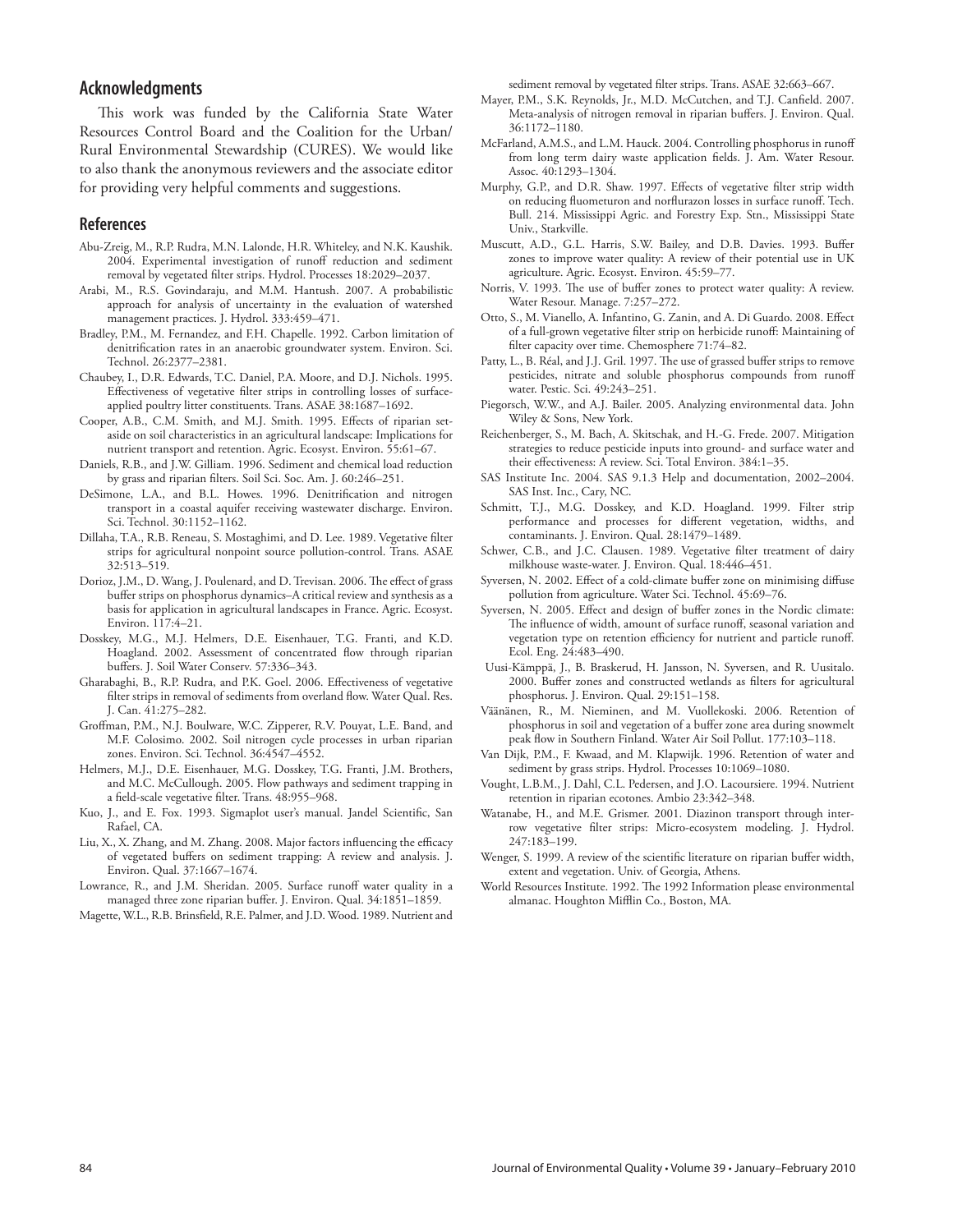## Acknowledgments

This work was funded by the California State Water Resources Control Board and the Coalition for the Urban/Rural Environmental Stewardship (CURES). We would like to also thank the anonymous reviewers and the associate editor for providing very helpful comments and suggestions.

## References

Abu-Zreig, M., R.P. Rudra, M.N. Lalonde, H.R. Whiteley, and N.K. Kaushik. 2004. Experimental investigation of runoff reduction and sediment removal by vegetated filter strips. Hydrol. Processes 18:2029–2037.

Arabi, M., R.S. Govindaraju, and M.M. Hantush. 2007. A probabilistic approach for analysis of uncertainty in the evaluation of watershed management practices. J. Hydrol. 333:459–471.

Bradley, P.M., M. Fernandez, and F.H. Chapelle. 1992. Carbon limitation of denitrification rates in an anaerobic groundwater system. Environ. Sci. Technol. 26:2377–2381.

Chaubey, I., D.R. Edwards, T.C. Daniel, P.A. Moore, and D.J. Nichols. 1995. Effectiveness of vegetative filter strips in controlling losses of surface-applied poultry litter constituents. Trans. ASAE 38:1687–1692.

Cooper, A.B., C.M. Smith, and M.J. Smith. 1995. Effects of riparian set-aside on soil characteristics in an agricultural landscape: Implications for nutrient transport and retention. Agric. Ecosyst. Environ. 55:61–67.

Daniels, R.B., and J.W. Gilliam. 1996. Sediment and chemical load reduction by grass and riparian filters. Soil Sci. Soc. Am. J. 60:246–251.

DeSimone, L.A., and B.L. Howes. 1996. Denitrification and nitrogen transport in a coastal aquifer receiving wastewater discharge. Environ. Sci. Technol. 30:1152–1162.

Dillaha, T.A., R.B. Reneau, S. Mostaghimi, and D. Lee. 1989. Vegetative filter strips for agricultural nonpoint source pollution-control. Trans. ASAE 32:513–519.

Dorioz, J.M., D. Wang, J. Poulenard, and D. Trevisan. 2006. The effect of grass buffer strips on phosphorus dynamics–A critical review and synthesis as a basis for application in agricultural landscapes in France. Agric. Ecosyst. Environ. 117:4–21.

Dosskey, M.G., M.J. Helmers, D.E. Eisenhauer, T.G. Franti, and K.D. Hoagland. 2002. Assessment of concentrated flow through riparian buffers. J. Soil Water Conserv. 57:336–343.

Gharabaghi, B., R.P. Rudra, and P.K. Goel. 2006. Effectiveness of vegetative filter strips in removal of sediments from overland flow. Water Qual. Res. J. Can. 41:275–282.

Groffman, P.M., N.J. Boulware, W.C. Zipperer, R.V. Pouyat, L.E. Band, and M.F. Colosimo. 2002. Soil nitrogen cycle processes in urban riparian zones. Environ. Sci. Technol. 36:4547–4552.

Helmers, M.J., D.E. Eisenhauer, M.G. Dosskey, T.G. Franti, J.M. Brothers, and M.C. McCullough. 2005. Flow pathways and sediment trapping in a field-scale vegetative filter. Trans. 48:955–968.

Kuo, J., and E. Fox. 1993. Sigmaplot user's manual. Jandel Scientific, San Rafael, CA.

Liu, X., X. Zhang, and M. Zhang. 2008. Major factors influencing the efficacy of vegetated buffers on sediment trapping: A review and analysis. J. Environ. Qual. 37:1667–1674.

Lowrance, R., and J.M. Sheridan. 2005. Surface runoff water quality in a managed three zone riparian buffer. J. Environ. Qual. 34:1851–1859.

Magette, W.L., R.B. Brinsfield, R.E. Palmer, and J.D. Wood. 1989. Nutrient and sediment removal by vegetated filter strips. Trans. ASAE 32:663–667.

Mayer, P.M., S.K. Reynolds, Jr., M.D. McCutchen, and T.J. Canfield. 2007. Meta-analysis of nitrogen removal in riparian buffers. J. Environ. Qual. 36:1172–1180.

McFarland, A.M.S., and L.M. Hauck. 2004. Controlling phosphorus in runoff from long term dairy waste application fields. J. Am. Water Resour. Assoc. 40:1293–1304.

Murphy, G.P., and D.R. Shaw. 1997. Effects of vegetative filter strip width on reducing fluometuron and norflurazon losses in surface runoff. Tech. Bull. 214. Mississippi Agric. and Forestry Exp. Stn., Mississippi State Univ., Starkville.

Muscutt, A.D., G.L. Harris, S.W. Bailey, and D.B. Davies. 1993. Buffer zones to improve water quality: A review of their potential use in UK agriculture. Agric. Ecosyst. Environ. 45:59–77.

Norris, V. 1993. The use of buffer zones to protect water quality: A review. Water Resour. Manage. 7:257–272.

Otto, S., M. Vianello, A. Infantino, G. Zanin, and A. Di Guardo. 2008. Effect of a full-grown vegetative filter strip on herbicide runoff: Maintaining of filter capacity over time. Chemosphere 71:74–82.

Patty, L., B. Réal, and J.J. Gril. 1997. The use of grassed buffer strips to remove pesticides, nitrate and soluble phosphorus compounds from runoff water. Pestic. Sci. 49:243–251.

Piegorsch, W.W., and A.J. Bailer. 2005. Analyzing environmental data. John Wiley & Sons, New York.

Reichenberger, S., M. Bach, A. Skitschak, and H.-G. Frede. 2007. Mitigation strategies to reduce pesticide inputs into ground- and surface water and their effectiveness: A review. Sci. Total Environ. 384:1–35.

SAS Institute Inc. 2004. SAS 9.1.3 Help and documentation, 2002–2004. SAS Inst. Inc., Cary, NC.

Schmitt, T.J., M.G. Dosskey, and K.D. Hoagland. 1999. Filter strip performance and processes for different vegetation, widths, and contaminants. J. Environ. Qual. 28:1479–1489.

Schwer, C.B., and J.C. Clausen. 1989. Vegetative filter treatment of dairy milkhouse waste-water. J. Environ. Qual. 18:446–451.

Syversen, N. 2002. Effect of a cold-climate buffer zone on minimising diffuse pollution from agriculture. Water Sci. Technol. 45:69–76.

Syversen, N. 2005. Effect and design of buffer zones in the Nordic climate: The influence of width, amount of surface runoff, seasonal variation and vegetation type on retention efficiency for nutrient and particle runoff. Ecol. Eng. 24:483–490.

Uusi-Kämppä, J., B. Braskerud, H. Jansson, N. Syversen, and R. Uusitalo. 2000. Buffer zones and constructed wetlands as filters for agricultural phosphorus. J. Environ. Qual. 29:151–158.

Väänänen, R., M. Nieminen, and M. Vuollekoski. 2006. Retention of phosphorus in soil and vegetation of a buffer zone area during snowmelt peak flow in Southern Finland. Water Air Soil Pollut. 177:103–118.

Van Dijk, P.M., F. Kwaad, and M. Klapwijk. 1996. Retention of water and sediment by grass strips. Hydrol. Processes 10:1069–1080.

Vought, L.B.M., J. Dahl, C.L. Pedersen, and J.O. Lacoursiere. 1994. Nutrient retention in riparian ecotones. Ambio 23:342–348.

Watanabe, H., and M.E. Grismer. 2001. Diazinon transport through inter-row vegetative filter strips: Micro-ecosystem modeling. J. Hydrol. 247:183–199.

Wenger, S. 1999. A review of the scientific literature on riparian buffer width, extent and vegetation. Univ. of Georgia, Athens.

World Resources Institute. 1992. The 1992 Information please environmental almanac. Houghton Mifflin Co., Boston, MA.